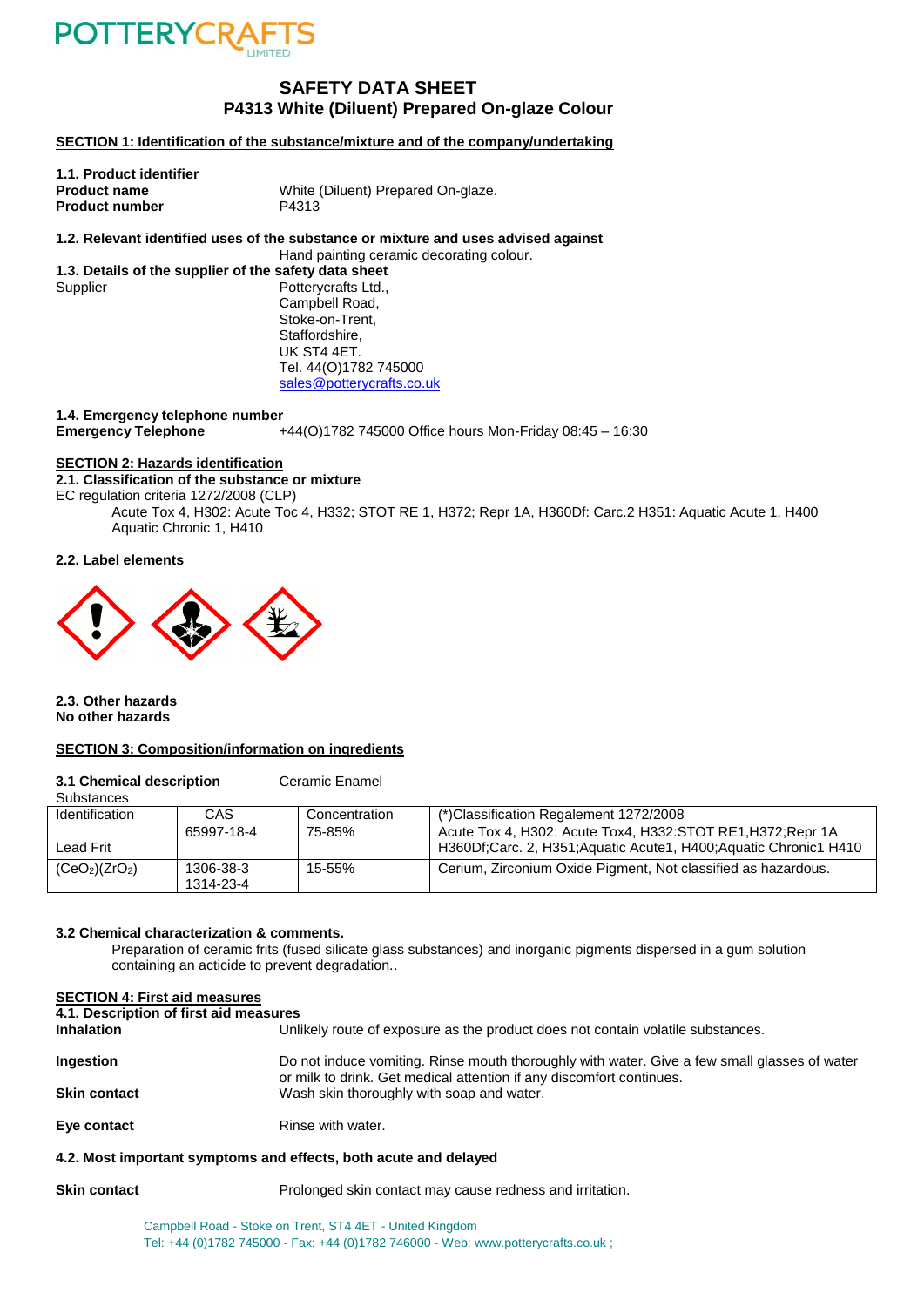# SAFETY DATA SHEET

## P4313 White (Diluent) Prepared On-glaze Colour

### SECTION 1: Identification of the substance/mixture and of the company/undertaking

**1.1. Product identifier**

**Product name** White (Diluent) Prepared On-glaze.

**Product number** P4313

**1.2. Relevant identified uses of the substance or mixture and uses advised against**

Hand painting ceramic decorating colour.

**1.3. Details of the supplier of the safety data sheet**

Supplier
Potterycrafts Ltd.,
Campbell Road,
Stoke-on-Trent,
Staffordshire,
UK ST4 4ET.
Tel. 44(O)1782 745000
sales@potterycrafts.co.uk

**1.4. Emergency telephone number**

**Emergency Telephone** +44(O)1782 745000 Office hours Mon-Friday 08:45 – 16:30

### SECTION 2: Hazards identification

**2.1. Classification of the substance or mixture**

EC regulation criteria 1272/2008 (CLP)

Acute Tox 4, H302: Acute Toc 4, H332; STOT RE 1, H372; Repr 1A, H360Df: Carc.2 H351: Aquatic Acute 1, H400 Aquatic Chronic 1, H410

**2.2. Label elements**

**2.3. Other hazards**

**No other hazards**

### SECTION 3: Composition/information on ingredients

**3.1 Chemical description** Ceramic Enamel

Substances

| Identification | CAS | Concentration | (*)Classification Regalement 1272/2008 |
|---|---|---|---|
| Lead Frit | 65997-18-4 | 75-85% | Acute Tox 4, H302: Acute Tox4, H332:STOT RE1,H372;Repr 1A H360Df;Carc. 2, H351;Aquatic Acute1, H400;Aquatic Chronic1 H410 |
| $(CeO_2)(ZrO_2)$ | 1306-38-3 1314-23-4 | 15-55% | Cerium, Zirconium Oxide Pigment, Not classified as hazardous. |

**3.2 Chemical characterization & comments.**

Preparation of ceramic frits (fused silicate glass substances) and inorganic pigments dispersed in a gum solution containing an acticide to prevent degradation..

### SECTION 4: First aid measures

**4.1. Description of first aid measures**

**Inhalation** Unlikely route of exposure as the product does not contain volatile substances.

**Ingestion** Do not induce vomiting. Rinse mouth thoroughly with water. Give a few small glasses of water or milk to drink. Get medical attention if any discomfort continues.

**Skin contact** Wash skin thoroughly with soap and water.

**Eye contact** Rinse with water.

**4.2. Most important symptoms and effects, both acute and delayed**

**Skin contact** Prolonged skin contact may cause redness and irritation.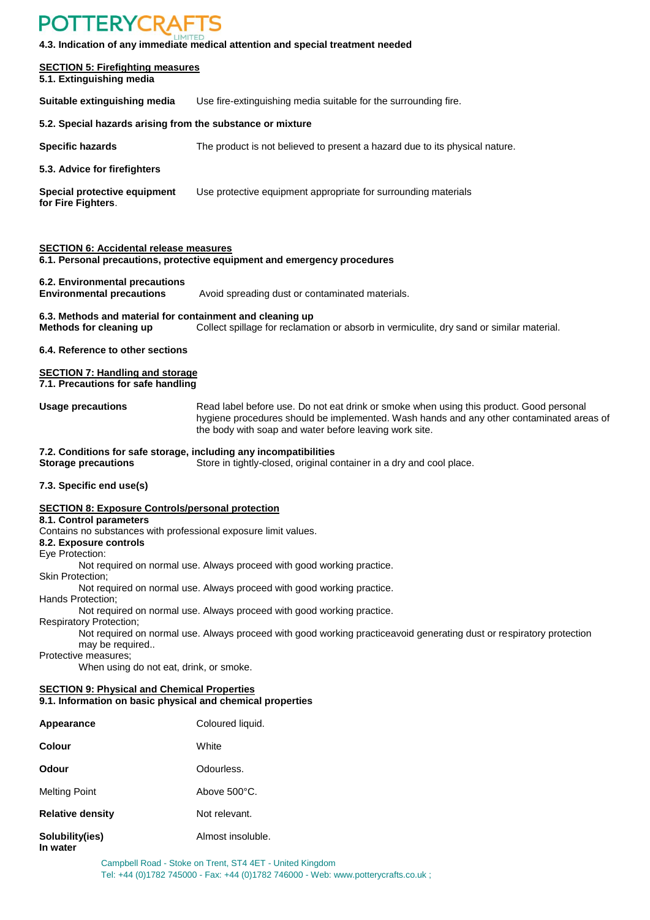**4.3. Indication of any immediate medical attention and special treatment needed**

## SECTION 5: Firefighting measures

**5.1. Extinguishing media**

**Suitable extinguishing media** Use fire-extinguishing media suitable for the surrounding fire.

**5.2. Special hazards arising from the substance or mixture**

**Specific hazards** The product is not believed to present a hazard due to its physical nature.

**5.3. Advice for firefighters**

**Special protective equipment for Fire Fighters**. Use protective equipment appropriate for surrounding materials

## SECTION 6: Accidental release measures

**6.1. Personal precautions, protective equipment and emergency procedures**

**6.2. Environmental precautions**

**Environmental precautions** Avoid spreading dust or contaminated materials.

**6.3. Methods and material for containment and cleaning up**

**Methods for cleaning up** Collect spillage for reclamation or absorb in vermiculite, dry sand or similar material.

**6.4. Reference to other sections**

## SECTION 7: Handling and storage

**7.1. Precautions for safe handling**

**Usage precautions** Read label before use. Do not eat drink or smoke when using this product. Good personal hygiene procedures should be implemented. Wash hands and any other contaminated areas of the body with soap and water before leaving work site.

**7.2. Conditions for safe storage, including any incompatibilities**

**Storage precautions** Store in tightly-closed, original container in a dry and cool place.

**7.3. Specific end use(s)**

## SECTION 8: Exposure Controls/personal protection

**8.1. Control parameters**

Contains no substances with professional exposure limit values.

**8.2. Exposure controls**

Eye Protection:

Not required on normal use. Always proceed with good working practice.

Skin Protection;

Not required on normal use. Always proceed with good working practice.

Hands Protection;

Not required on normal use. Always proceed with good working practice.

Respiratory Protection;

Not required on normal use. Always proceed with good working practiceavoid generating dust or respiratory protection may be required..

Protective measures;

When using do not eat, drink, or smoke.

## SECTION 9: Physical and Chemical Properties

**9.1. Information on basic physical and chemical properties**

**Appearance** Coloured liquid.

**Colour** White

**Odour** Odourless.

Melting Point Above 500°C.

**Relative density** Not relevant.

**Solubility(ies) In water** Almost insoluble.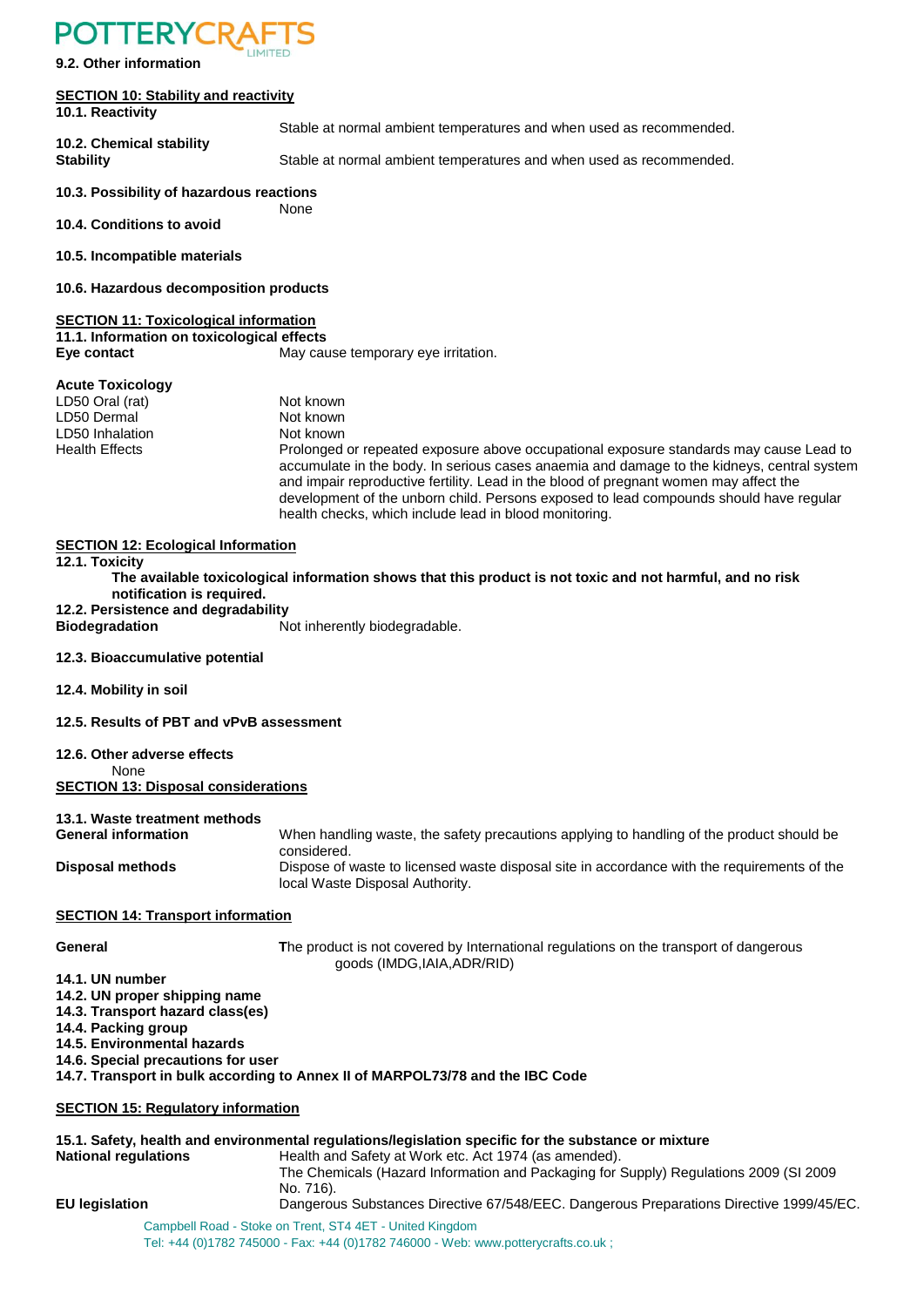**9.2. Other information**

## SECTION 10: Stability and reactivity

**10.1. Reactivity**

Stable at normal ambient temperatures and when used as recommended.

**10.2. Chemical stability**

**Stability** Stable at normal ambient temperatures and when used as recommended.

**10.3. Possibility of hazardous reactions**

None

**10.4. Conditions to avoid**

**10.5. Incompatible materials**

**10.6. Hazardous decomposition products**

## SECTION 11: Toxicological information

**11.1. Information on toxicological effects**

**Eye contact** May cause temporary eye irritation.

**Acute Toxicology**

| | |
|---|---|
| LD50 Oral (rat) | Not known |
| LD50 Dermal | Not known |
| LD50 Inhalation | Not known |
| Health Effects | Prolonged or repeated exposure above occupational exposure standards may cause Lead to accumulate in the body. In serious cases anaemia and damage to the kidneys, central system and impair reproductive fertility. Lead in the blood of pregnant women may affect the development of the unborn child. Persons exposed to lead compounds should have regular health checks, which include lead in blood monitoring. |

## SECTION 12: Ecological Information

**12.1. Toxicity**

**The available toxicological information shows that this product is not toxic and not harmful, and no risk notification is required.**

**12.2. Persistence and degradability**

**Biodegradation** Not inherently biodegradable.

**12.3. Bioaccumulative potential**

**12.4. Mobility in soil**

**12.5. Results of PBT and vPvB assessment**

**12.6. Other adverse effects**

None

## SECTION 13: Disposal considerations

**13.1. Waste treatment methods**

**General information** When handling waste, the safety precautions applying to handling of the product should be considered.

**Disposal methods** Dispose of waste to licensed waste disposal site in accordance with the requirements of the local Waste Disposal Authority.

## SECTION 14: Transport information

**General** The product is not covered by International regulations on the transport of dangerous goods (IMDG,IAIA,ADR/RID)

**14.1. UN number**

**14.2. UN proper shipping name**

**14.3. Transport hazard class(es)**

**14.4. Packing group**

**14.5. Environmental hazards**

**14.6. Special precautions for user**

**14.7. Transport in bulk according to Annex II of MARPOL73/78 and the IBC Code**

## SECTION 15: Regulatory information

**15.1. Safety, health and environmental regulations/legislation specific for the substance or mixture**

**National regulations** Health and Safety at Work etc. Act 1974 (as amended).
The Chemicals (Hazard Information and Packaging for Supply) Regulations 2009 (SI 2009 No. 716).

**EU legislation** Dangerous Substances Directive 67/548/EEC. Dangerous Preparations Directive 1999/45/EC.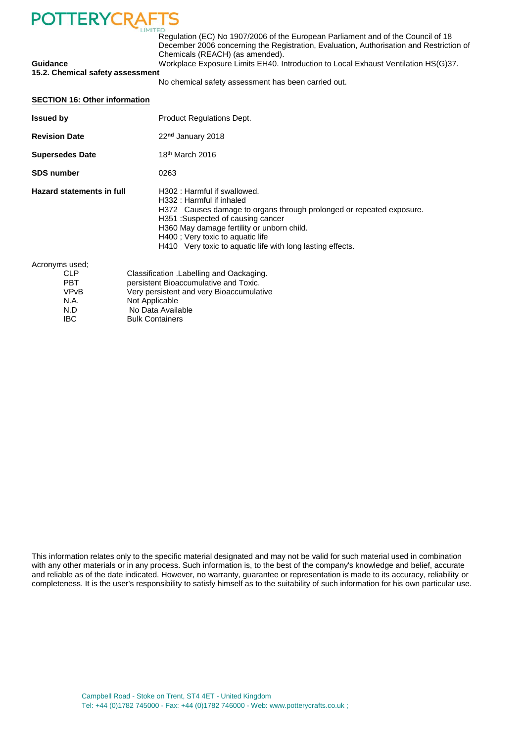Regulation (EC) No 1907/2006 of the European Parliament and of the Council of 18 December 2006 concerning the Registration, Evaluation, Authorisation and Restriction of Chemicals (REACH) (as amended).

**Guidance** Workplace Exposure Limits EH40. Introduction to Local Exhaust Ventilation HS(G)37.

**15.2. Chemical safety assessment**

No chemical safety assessment has been carried out.

## SECTION 16: Other information

**Issued by** Product Regulations Dept.

**Revision Date** 22nd January 2018

**Supersedes Date** 18th March 2016

**SDS number** 0263

**Hazard statements in full**

H302 : Harmful if swallowed.
H332 : Harmful if inhaled
H372 Causes damage to organs through prolonged or repeated exposure.
H351 :Suspected of causing cancer
H360 May damage fertility or unborn child.
H400 ; Very toxic to aquatic life
H410 Very toxic to aquatic life with long lasting effects.

Acronyms used;

| | |
|---|---|
| CLP | Classification .Labelling and Oackaging. |
| PBT | persistent Bioaccumulative and Toxic. |
| VPvB | Very persistent and very Bioaccumulative |
| N.A. | Not Applicable |
| N.D | No Data Available |
| IBC | Bulk Containers |

This information relates only to the specific material designated and may not be valid for such material used in combination with any other materials or in any process. Such information is, to the best of the company's knowledge and belief, accurate and reliable as of the date indicated. However, no warranty, guarantee or representation is made to its accuracy, reliability or completeness. It is the user's responsibility to satisfy himself as to the suitability of such information for his own particular use.